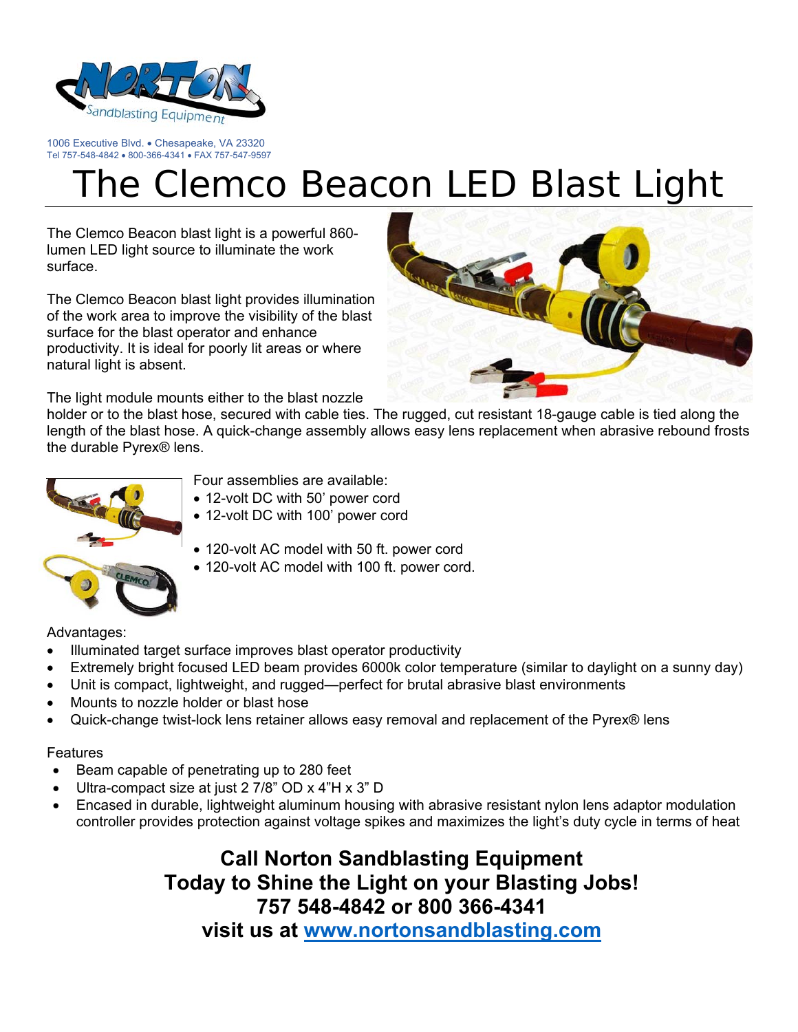1006 Executive Blvd. • Chesapeake, VA 23320
Tel 757-548-4842 • 800-366-4341 • FAX 757-547-9597

# The Clemco Beacon LED Blast Light

The Clemco Beacon blast light is a powerful 860-lumen LED light source to illuminate the work surface.

The Clemco Beacon blast light provides illumination of the work area to improve the visibility of the blast surface for the blast operator and enhance productivity. It is ideal for poorly lit areas or where natural light is absent.

The light module mounts either to the blast nozzle holder or to the blast hose, secured with cable ties. The rugged, cut resistant 18-gauge cable is tied along the length of the blast hose. A quick-change assembly allows easy lens replacement when abrasive rebound frosts the durable Pyrex® lens.

Four assemblies are available:

- 12-volt DC with 50' power cord
- 12-volt DC with 100' power cord
- 120-volt AC model with 50 ft. power cord
- 120-volt AC model with 100 ft. power cord.

Advantages:

- Illuminated target surface improves blast operator productivity
- Extremely bright focused LED beam provides 6000k color temperature (similar to daylight on a sunny day)
- Unit is compact, lightweight, and rugged—perfect for brutal abrasive blast environments
- Mounts to nozzle holder or blast hose
- Quick-change twist-lock lens retainer allows easy removal and replacement of the Pyrex® lens

Features

- Beam capable of penetrating up to 280 feet
- Ultra-compact size at just 2 7/8" OD x 4"H x 3" D
- Encased in durable, lightweight aluminum housing with abrasive resistant nylon lens adaptor modulation controller provides protection against voltage spikes and maximizes the light's duty cycle in terms of heat

**Call Norton Sandblasting Equipment**
**Today to Shine the Light on your Blasting Jobs!**
**757 548-4842 or 800 366-4341**
**visit us at [www.nortonsandblasting.com](http://www.nortonsandblasting.com)**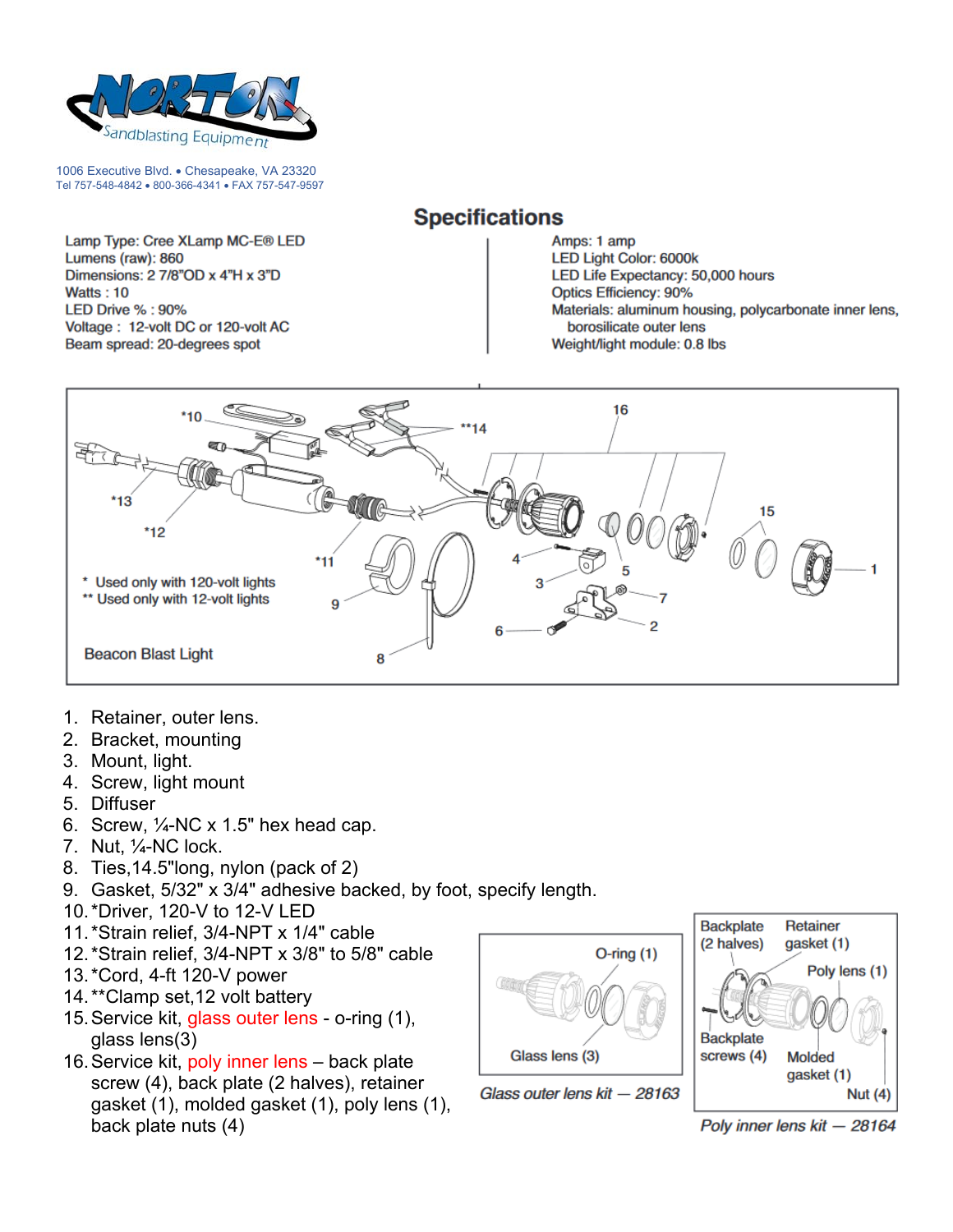Sandblasting Equipment

1006 Executive Blvd. • Chesapeake, VA 23320
Tel 757-548-4842 • 800-366-4341 • FAX 757-547-9597

## Specifications

Lamp Type: Cree XLamp MC-E® LED
Lumens (raw): 860
Dimensions: 2 7/8"OD x 4"H x 3"D
Watts : 10
LED Drive % : 90%
Voltage : 12-volt DC or 120-volt AC
Beam spread: 20-degrees spot

Amps: 1 amp
LED Light Color: 6000k
LED Life Expectancy: 50,000 hours
Optics Efficiency: 90%
Materials: aluminum housing, polycarbonate inner lens, borosilicate outer lens
Weight/light module: 0.8 lbs

*10
**14
16
*13
*12
15
1
*11
4
5
3
7
9
6
2
8

\* Used only with 120-volt lights
\*\* Used only with 12-volt lights

Beacon Blast Light

1. Retainer, outer lens.
2. Bracket, mounting
3. Mount, light.
4. Screw, light mount
5. Diffuser
6. Screw, ¼-NC x 1.5" hex head cap.
7. Nut, ¼-NC lock.
8. Ties,14.5"long, nylon (pack of 2)
9. Gasket, 5/32" x 3/4" adhesive backed, by foot, specify length.
10. *Driver, 120-V to 12-V LED
11. *Strain relief, 3/4-NPT x 1/4" cable
12. *Strain relief, 3/4-NPT x 3/8" to 5/8" cable
13. *Cord, 4-ft 120-V power
14. **Clamp set,12 volt battery
15. Service kit, glass outer lens - o-ring (1), glass lens(3)
16. Service kit, poly inner lens – back plate screw (4), back plate (2 halves), retainer gasket (1), molded gasket (1), poly lens (1), back plate nuts (4)

O-ring (1)
Glass lens (3)

*Glass outer lens kit — 28163*

Backplate (2 halves)
Retainer gasket (1)
Poly lens (1)
Backplate screws (4)
Molded gasket (1)
Nut (4)

*Poly inner lens kit — 28164*